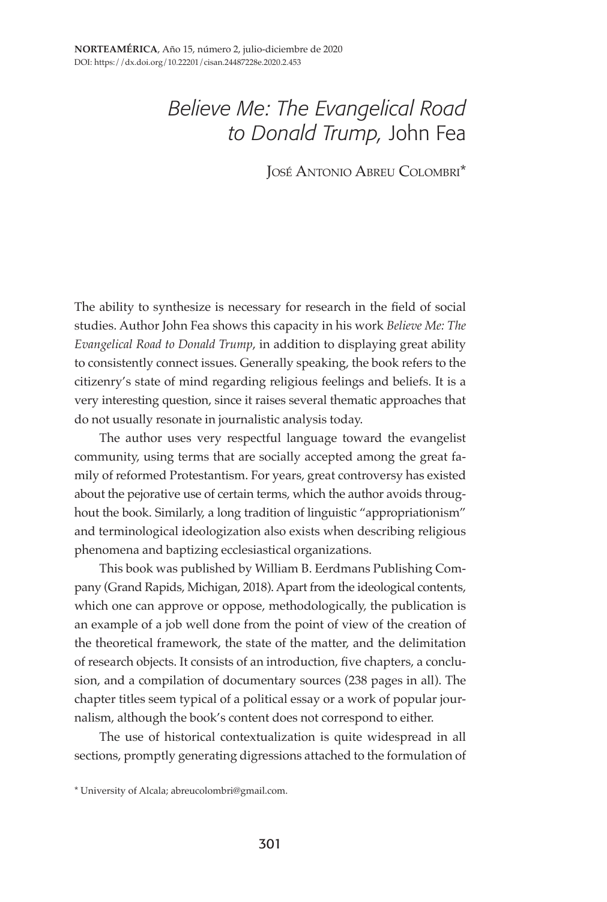# *Believe Me: The Evangelical Road to Donald Trump*, John Fea

José Antonio Abreu Colombri*

The ability to synthesize is necessary for research in the field of social studies. Author John Fea shows this capacity in his work *Believe Me: The Evangelical Road to Donald Trump*, in addition to displaying great ability to consistently connect issues. Generally speaking, the book refers to the citizenry's state of mind regarding religious feelings and beliefs. It is a very interesting question, since it raises several thematic approaches that do not usually resonate in journalistic analysis today.

The author uses very respectful language toward the evangelist community, using terms that are socially accepted among the great family of reformed Protestantism. For years, great controversy has existed about the pejorative use of certain terms, which the author avoids throughout the book. Similarly, a long tradition of linguistic "appropriationism" and terminological ideologization also exists when describing religious phenomena and baptizing ecclesiastical organizations.

This book was published by William B. Eerdmans Publishing Company (Grand Rapids, Michigan, 2018). Apart from the ideological contents, which one can approve or oppose, methodologically, the publication is an example of a job well done from the point of view of the creation of the theoretical framework, the state of the matter, and the delimitation of research objects. It consists of an introduction, five chapters, a conclusion, and a compilation of documentary sources (238 pages in all). The chapter titles seem typical of a political essay or a work of popular journalism, although the book's content does not correspond to either.

The use of historical contextualization is quite widespread in all sections, promptly generating digressions attached to the formulation of

* University of Alcala; abreucolombri@gmail.com.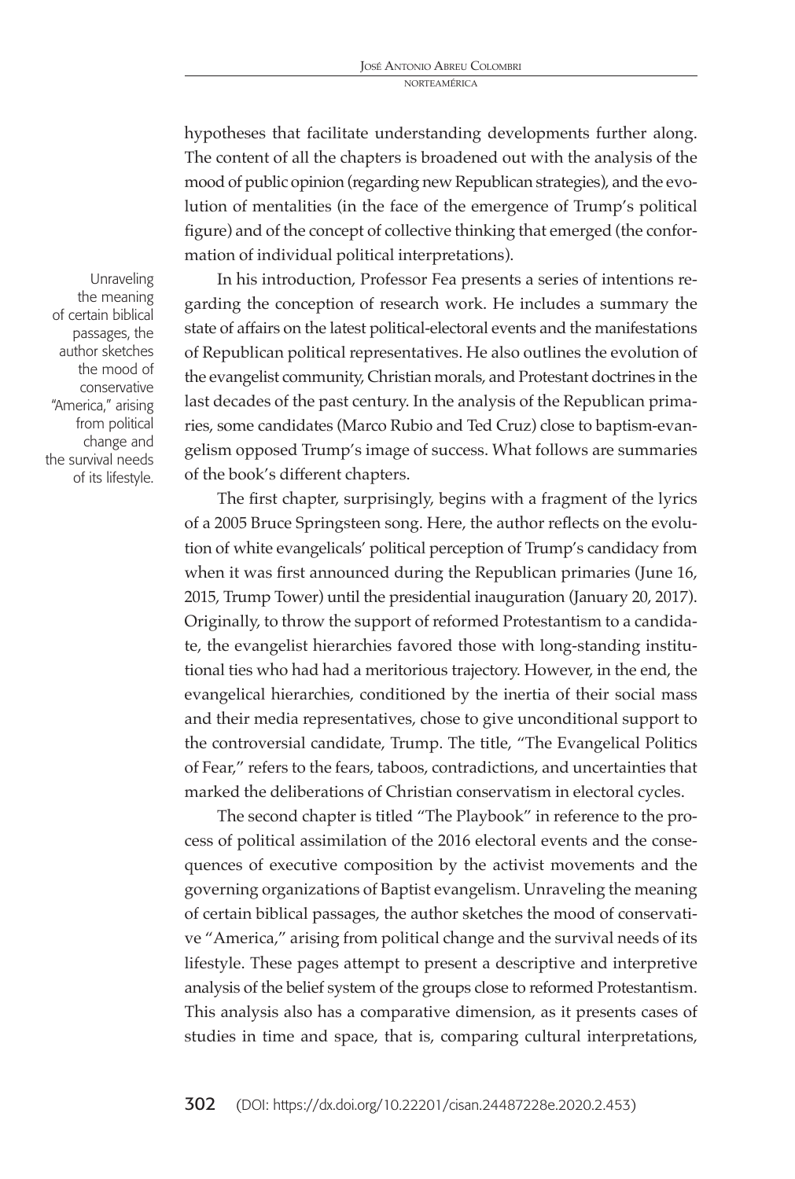hypotheses that facilitate understanding developments further along. The content of all the chapters is broadened out with the analysis of the mood of public opinion (regarding new Republican strategies), and the evolution of mentalities (in the face of the emergence of Trump's political figure) and of the concept of collective thinking that emerged (the conformation of individual political interpretations).

In his introduction, Professor Fea presents a series of intentions regarding the conception of research work. He includes a summary the state of affairs on the latest political-electoral events and the manifestations of Republican political representatives. He also outlines the evolution of the evangelist community, Christian morals, and Protestant doctrines in the last decades of the past century. In the analysis of the Republican primaries, some candidates (Marco Rubio and Ted Cruz) close to baptism-evangelism opposed Trump's image of success. What follows are summaries of the book's different chapters.

The first chapter, surprisingly, begins with a fragment of the lyrics of a 2005 Bruce Springsteen song. Here, the author reflects on the evolution of white evangelicals' political perception of Trump's candidacy from when it was first announced during the Republican primaries (June 16, 2015, Trump Tower) until the presidential inauguration (January 20, 2017). Originally, to throw the support of reformed Protestantism to a candidate, the evangelist hierarchies favored those with long-standing institutional ties who had had a meritorious trajectory. However, in the end, the evangelical hierarchies, conditioned by the inertia of their social mass and their media representatives, chose to give unconditional support to the controversial candidate, Trump. The title, "The Evangelical Politics of Fear," refers to the fears, taboos, contradictions, and uncertainties that marked the deliberations of Christian conservatism in electoral cycles.

The second chapter is titled "The Playbook" in reference to the process of political assimilation of the 2016 electoral events and the consequences of executive composition by the activist movements and the governing organizations of Baptist evangelism. Unraveling the meaning of certain biblical passages, the author sketches the mood of conservative "America," arising from political change and the survival needs of its lifestyle. These pages attempt to present a descriptive and interpretive analysis of the belief system of the groups close to reformed Protestantism. This analysis also has a comparative dimension, as it presents cases of studies in time and space, that is, comparing cultural interpretations,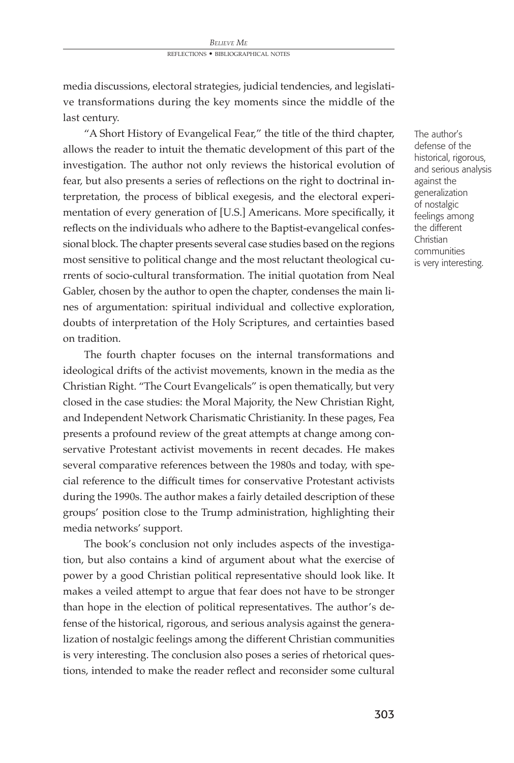media discussions, electoral strategies, judicial tendencies, and legislative transformations during the key moments since the middle of the last century.

"A Short History of Evangelical Fear," the title of the third chapter, allows the reader to intuit the thematic development of this part of the investigation. The author not only reviews the historical evolution of fear, but also presents a series of reflections on the right to doctrinal interpretation, the process of biblical exegesis, and the electoral experimentation of every generation of [U.S.] Americans. More specifically, it reflects on the individuals who adhere to the Baptist-evangelical confessional block. The chapter presents several case studies based on the regions most sensitive to political change and the most reluctant theological currents of socio-cultural transformation. The initial quotation from Neal Gabler, chosen by the author to open the chapter, condenses the main lines of argumentation: spiritual individual and collective exploration, doubts of interpretation of the Holy Scriptures, and certainties based on tradition.

> The author's defense of the historical, rigorous, and serious analysis against the generalization of nostalgic feelings among the different Christian communities is very interesting.

The fourth chapter focuses on the internal transformations and ideological drifts of the activist movements, known in the media as the Christian Right. "The Court Evangelicals" is open thematically, but very closed in the case studies: the Moral Majority, the New Christian Right, and Independent Network Charismatic Christianity. In these pages, Fea presents a profound review of the great attempts at change among conservative Protestant activist movements in recent decades. He makes several comparative references between the 1980s and today, with special reference to the difficult times for conservative Protestant activists during the 1990s. The author makes a fairly detailed description of these groups' position close to the Trump administration, highlighting their media networks' support.

The book's conclusion not only includes aspects of the investigation, but also contains a kind of argument about what the exercise of power by a good Christian political representative should look like. It makes a veiled attempt to argue that fear does not have to be stronger than hope in the election of political representatives. The author's defense of the historical, rigorous, and serious analysis against the generalization of nostalgic feelings among the different Christian communities is very interesting. The conclusion also poses a series of rhetorical questions, intended to make the reader reflect and reconsider some cultural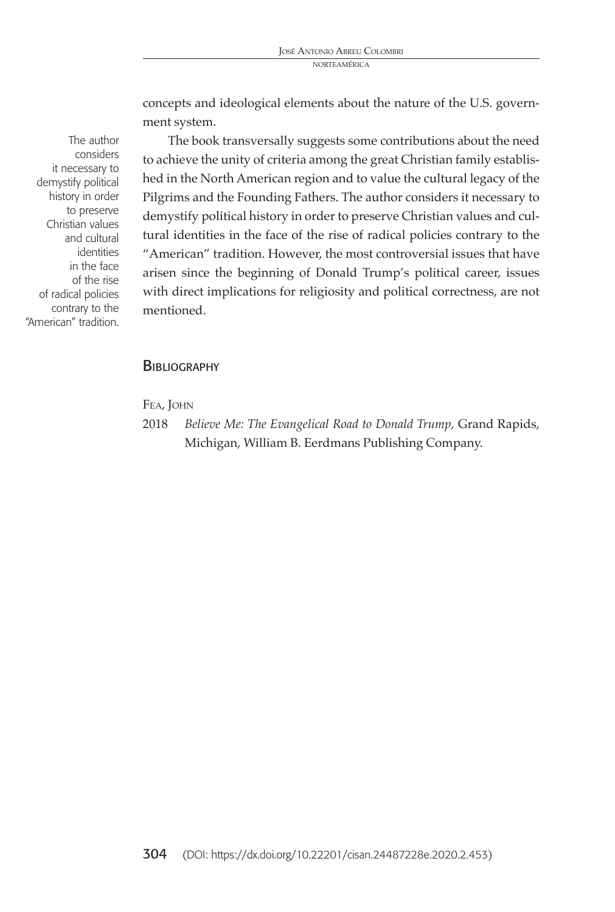concepts and ideological elements about the nature of the U.S. government system.

The author considers it necessary to demystify political history in order to preserve Christian values and cultural identities in the face of the rise of radical policies contrary to the "American" tradition.

The book transversally suggests some contributions about the need to achieve the unity of criteria among the great Christian family established in the North American region and to value the cultural legacy of the Pilgrims and the Founding Fathers. The author considers it necessary to demystify political history in order to preserve Christian values and cultural identities in the face of the rise of radical policies contrary to the "American" tradition. However, the most controversial issues that have arisen since the beginning of Donald Trump's political career, issues with direct implications for religiosity and political correctness, are not mentioned.

## Bibliography

Fea, John

2018 *Believe Me: The Evangelical Road to Donald Trump,* Grand Rapids, Michigan, William B. Eerdmans Publishing Company.

(DOI: https://dx.doi.org/10.22201/cisan.24487228e.2020.2.453)